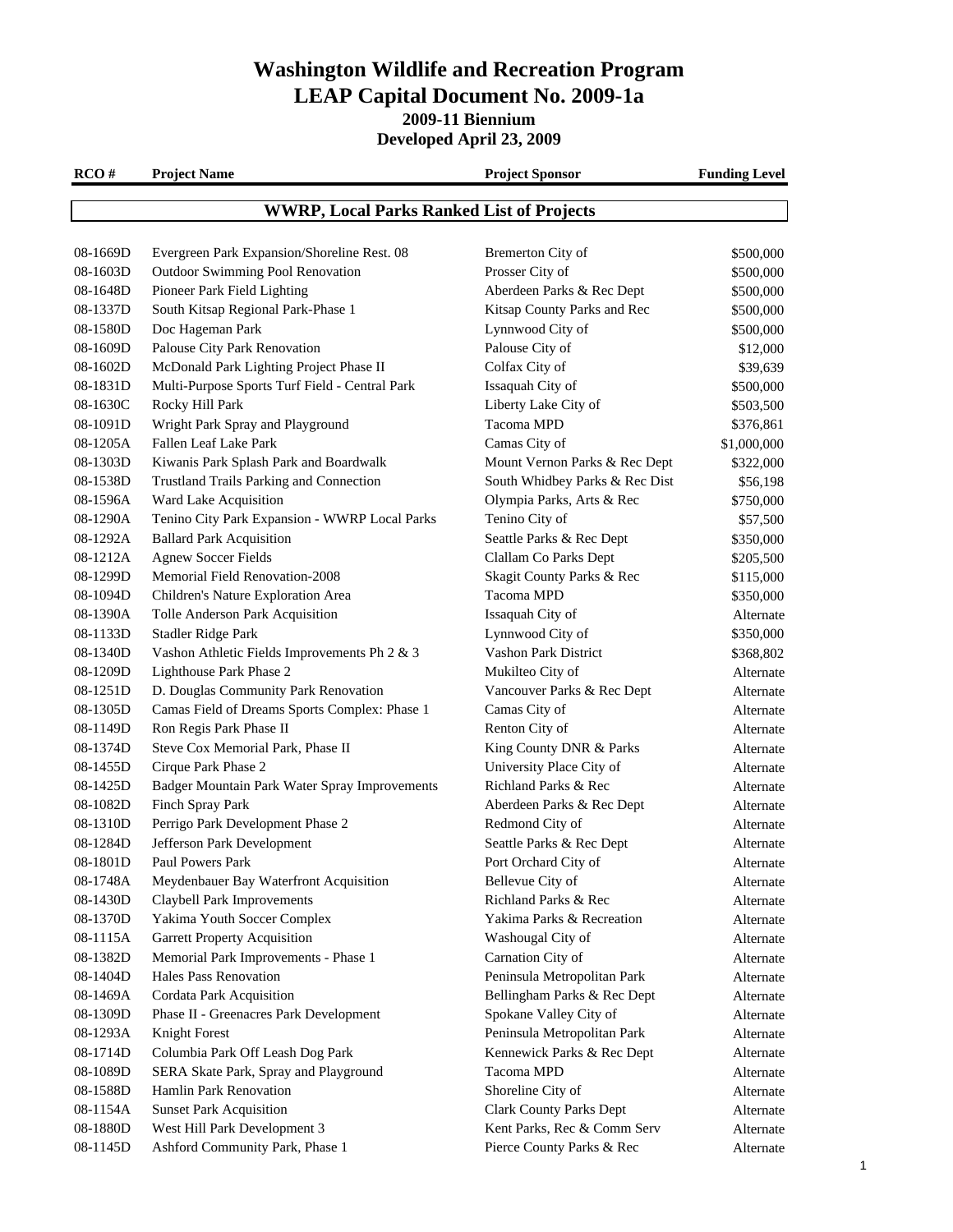# Washington Wildlife and Recreation Program
# LEAP Capital Document No. 2009-1a
### 2009-11 Biennium
### Developed April 23, 2009

## WWRP, Local Parks Ranked List of Projects

| RCO # | Project Name | Project Sponsor | Funding Level |
|---|---|---|---|
| 08-1669D | Evergreen Park Expansion/Shoreline Rest. 08 | Bremerton City of | $500,000 |
| 08-1603D | Outdoor Swimming Pool Renovation | Prosser City of | $500,000 |
| 08-1648D | Pioneer Park Field Lighting | Aberdeen Parks & Rec Dept | $500,000 |
| 08-1337D | South Kitsap Regional Park-Phase 1 | Kitsap County Parks and Rec | $500,000 |
| 08-1580D | Doc Hageman Park | Lynnwood City of | $500,000 |
| 08-1609D | Palouse City Park Renovation | Palouse City of | $12,000 |
| 08-1602D | McDonald Park Lighting Project Phase II | Colfax City of | $39,639 |
| 08-1831D | Multi-Purpose Sports Turf Field - Central Park | Issaquah City of | $500,000 |
| 08-1630C | Rocky Hill Park | Liberty Lake City of | $503,500 |
| 08-1091D | Wright Park Spray and Playground | Tacoma MPD | $376,861 |
| 08-1205A | Fallen Leaf Lake Park | Camas City of | $1,000,000 |
| 08-1303D | Kiwanis Park Splash Park and Boardwalk | Mount Vernon Parks & Rec Dept | $322,000 |
| 08-1538D | Trustland Trails Parking and Connection | South Whidbey Parks & Rec Dist | $56,198 |
| 08-1596A | Ward Lake Acquisition | Olympia Parks, Arts & Rec | $750,000 |
| 08-1290A | Tenino City Park Expansion - WWRP Local Parks | Tenino City of | $57,500 |
| 08-1292A | Ballard Park Acquisition | Seattle Parks & Rec Dept | $350,000 |
| 08-1212A | Agnew Soccer Fields | Clallam Co Parks Dept | $205,500 |
| 08-1299D | Memorial Field Renovation-2008 | Skagit County Parks & Rec | $115,000 |
| 08-1094D | Children's Nature Exploration Area | Tacoma MPD | $350,000 |
| 08-1390A | Tolle Anderson Park Acquisition | Issaquah City of | Alternate |
| 08-1133D | Stadler Ridge Park | Lynnwood City of | $350,000 |
| 08-1340D | Vashon Athletic Fields Improvements Ph 2 & 3 | Vashon Park District | $368,802 |
| 08-1209D | Lighthouse Park Phase 2 | Mukilteo City of | Alternate |
| 08-1251D | D. Douglas Community Park Renovation | Vancouver Parks & Rec Dept | Alternate |
| 08-1305D | Camas Field of Dreams Sports Complex: Phase 1 | Camas City of | Alternate |
| 08-1149D | Ron Regis Park Phase II | Renton City of | Alternate |
| 08-1374D | Steve Cox Memorial Park, Phase II | King County DNR & Parks | Alternate |
| 08-1455D | Cirque Park Phase 2 | University Place City of | Alternate |
| 08-1425D | Badger Mountain Park Water Spray Improvements | Richland Parks & Rec | Alternate |
| 08-1082D | Finch Spray Park | Aberdeen Parks & Rec Dept | Alternate |
| 08-1310D | Perrigo Park Development Phase 2 | Redmond City of | Alternate |
| 08-1284D | Jefferson Park Development | Seattle Parks & Rec Dept | Alternate |
| 08-1801D | Paul Powers Park | Port Orchard City of | Alternate |
| 08-1748A | Meydenbauer Bay Waterfront Acquisition | Bellevue City of | Alternate |
| 08-1430D | Claybell Park Improvements | Richland Parks & Rec | Alternate |
| 08-1370D | Yakima Youth Soccer Complex | Yakima Parks & Recreation | Alternate |
| 08-1115A | Garrett Property Acquisition | Washougal City of | Alternate |
| 08-1382D | Memorial Park Improvements - Phase 1 | Carnation City of | Alternate |
| 08-1404D | Hales Pass Renovation | Peninsula Metropolitan Park | Alternate |
| 08-1469A | Cordata Park Acquisition | Bellingham Parks & Rec Dept | Alternate |
| 08-1309D | Phase II - Greenacres Park Development | Spokane Valley City of | Alternate |
| 08-1293A | Knight Forest | Peninsula Metropolitan Park | Alternate |
| 08-1714D | Columbia Park Off Leash Dog Park | Kennewick Parks & Rec Dept | Alternate |
| 08-1089D | SERA Skate Park, Spray and Playground | Tacoma MPD | Alternate |
| 08-1588D | Hamlin Park Renovation | Shoreline City of | Alternate |
| 08-1154A | Sunset Park Acquisition | Clark County Parks Dept | Alternate |
| 08-1880D | West Hill Park Development 3 | Kent Parks, Rec & Comm Serv | Alternate |
| 08-1145D | Ashford Community Park, Phase 1 | Pierce County Parks & Rec | Alternate |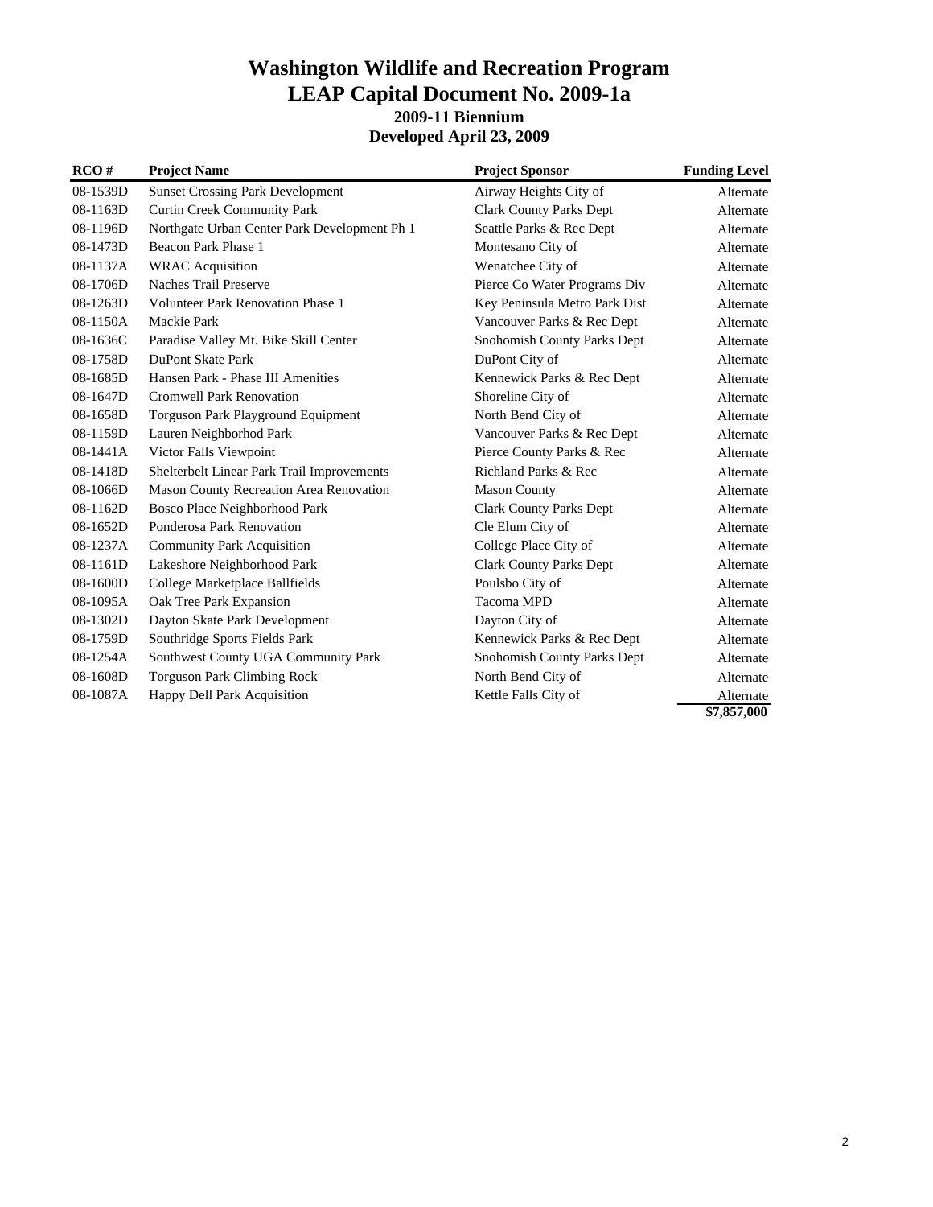# Washington Wildlife and Recreation Program
# LEAP Capital Document No. 2009-1a
### 2009-11 Biennium
### Developed April 23, 2009

| RCO # | Project Name | Project Sponsor | Funding Level |
|---|---|---|---|
| 08-1539D | Sunset Crossing Park Development | Airway Heights City of | Alternate |
| 08-1163D | Curtin Creek Community Park | Clark County Parks Dept | Alternate |
| 08-1196D | Northgate Urban Center Park Development Ph 1 | Seattle Parks & Rec Dept | Alternate |
| 08-1473D | Beacon Park Phase 1 | Montesano City of | Alternate |
| 08-1137A | WRAC Acquisition | Wenatchee City of | Alternate |
| 08-1706D | Naches Trail Preserve | Pierce Co Water Programs Div | Alternate |
| 08-1263D | Volunteer Park Renovation Phase 1 | Key Peninsula Metro Park Dist | Alternate |
| 08-1150A | Mackie Park | Vancouver Parks & Rec Dept | Alternate |
| 08-1636C | Paradise Valley Mt. Bike Skill Center | Snohomish County Parks Dept | Alternate |
| 08-1758D | DuPont Skate Park | DuPont City of | Alternate |
| 08-1685D | Hansen Park - Phase III Amenities | Kennewick Parks & Rec Dept | Alternate |
| 08-1647D | Cromwell Park Renovation | Shoreline City of | Alternate |
| 08-1658D | Torguson Park Playground Equipment | North Bend City of | Alternate |
| 08-1159D | Lauren Neighborhod Park | Vancouver Parks & Rec Dept | Alternate |
| 08-1441A | Victor Falls Viewpoint | Pierce County Parks & Rec | Alternate |
| 08-1418D | Shelterbelt Linear Park Trail Improvements | Richland Parks & Rec | Alternate |
| 08-1066D | Mason County Recreation Area Renovation | Mason County | Alternate |
| 08-1162D | Bosco Place Neighborhood Park | Clark County Parks Dept | Alternate |
| 08-1652D | Ponderosa Park Renovation | Cle Elum City of | Alternate |
| 08-1237A | Community Park Acquisition | College Place City of | Alternate |
| 08-1161D | Lakeshore Neighborhood Park | Clark County Parks Dept | Alternate |
| 08-1600D | College Marketplace Ballfields | Poulsbo City of | Alternate |
| 08-1095A | Oak Tree Park Expansion | Tacoma MPD | Alternate |
| 08-1302D | Dayton Skate Park Development | Dayton City of | Alternate |
| 08-1759D | Southridge Sports Fields Park | Kennewick Parks & Rec Dept | Alternate |
| 08-1254A | Southwest County UGA Community Park | Snohomish County Parks Dept | Alternate |
| 08-1608D | Torguson Park Climbing Rock | North Bend City of | Alternate |
| 08-1087A | Happy Dell Park Acquisition | Kettle Falls City of | Alternate |
| | | | **$7,857,000** |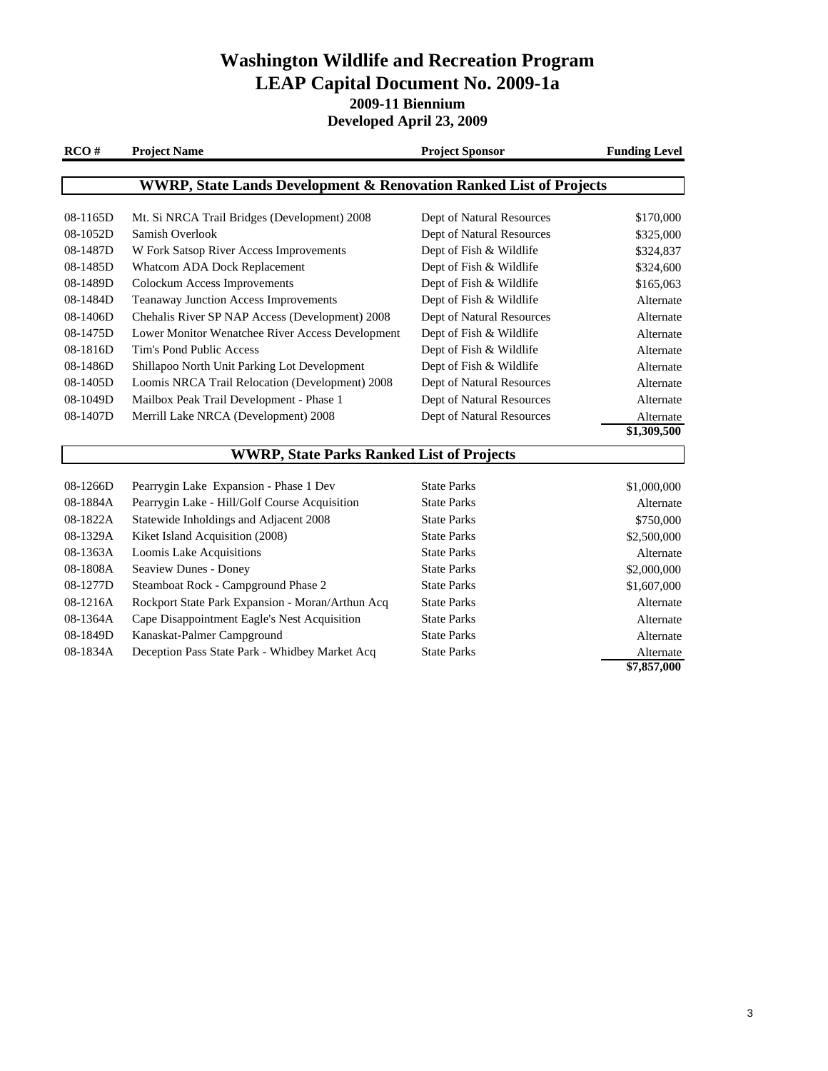# Washington Wildlife and Recreation Program
# LEAP Capital Document No. 2009-1a
## 2009-11 Biennium
## Developed April 23, 2009

| RCO # | Project Name | Project Sponsor | Funding Level |
|---|---|---|---|
| **WWRP, State Lands Development & Renovation Ranked List of Projects** | | | |
| 08-1165D | Mt. Si NRCA Trail Bridges (Development) 2008 | Dept of Natural Resources | $170,000 |
| 08-1052D | Samish Overlook | Dept of Natural Resources | $325,000 |
| 08-1487D | W Fork Satsop River Access Improvements | Dept of Fish & Wildlife | $324,837 |
| 08-1485D | Whatcom ADA Dock Replacement | Dept of Fish & Wildlife | $324,600 |
| 08-1489D | Colockum Access Improvements | Dept of Fish & Wildlife | $165,063 |
| 08-1484D | Teanaway Junction Access Improvements | Dept of Fish & Wildlife | Alternate |
| 08-1406D | Chehalis River SP NAP Access (Development) 2008 | Dept of Natural Resources | Alternate |
| 08-1475D | Lower Monitor Wenatchee River Access Development | Dept of Fish & Wildlife | Alternate |
| 08-1816D | Tim's Pond Public Access | Dept of Fish & Wildlife | Alternate |
| 08-1486D | Shillapoo North Unit Parking Lot Development | Dept of Fish & Wildlife | Alternate |
| 08-1405D | Loomis NRCA Trail Relocation (Development) 2008 | Dept of Natural Resources | Alternate |
| 08-1049D | Mailbox Peak Trail Development - Phase 1 | Dept of Natural Resources | Alternate |
| 08-1407D | Merrill Lake NRCA (Development) 2008 | Dept of Natural Resources | Alternate |
| | | | **$1,309,500** |
| **WWRP, State Parks Ranked List of Projects** | | | |
| 08-1266D | Pearrygin Lake Expansion - Phase 1 Dev | State Parks | $1,000,000 |
| 08-1884A | Pearrygin Lake - Hill/Golf Course Acquisition | State Parks | Alternate |
| 08-1822A | Statewide Inholdings and Adjacent 2008 | State Parks | $750,000 |
| 08-1329A | Kiket Island Acquisition (2008) | State Parks | $2,500,000 |
| 08-1363A | Loomis Lake Acquisitions | State Parks | Alternate |
| 08-1808A | Seaview Dunes - Doney | State Parks | $2,000,000 |
| 08-1277D | Steamboat Rock - Campground Phase 2 | State Parks | $1,607,000 |
| 08-1216A | Rockport State Park Expansion - Moran/Arthun Acq | State Parks | Alternate |
| 08-1364A | Cape Disappointment Eagle's Nest Acquisition | State Parks | Alternate |
| 08-1849D | Kanaskat-Palmer Campground | State Parks | Alternate |
| 08-1834A | Deception Pass State Park - Whidbey Market Acq | State Parks | Alternate |
| | | | **$7,857,000** |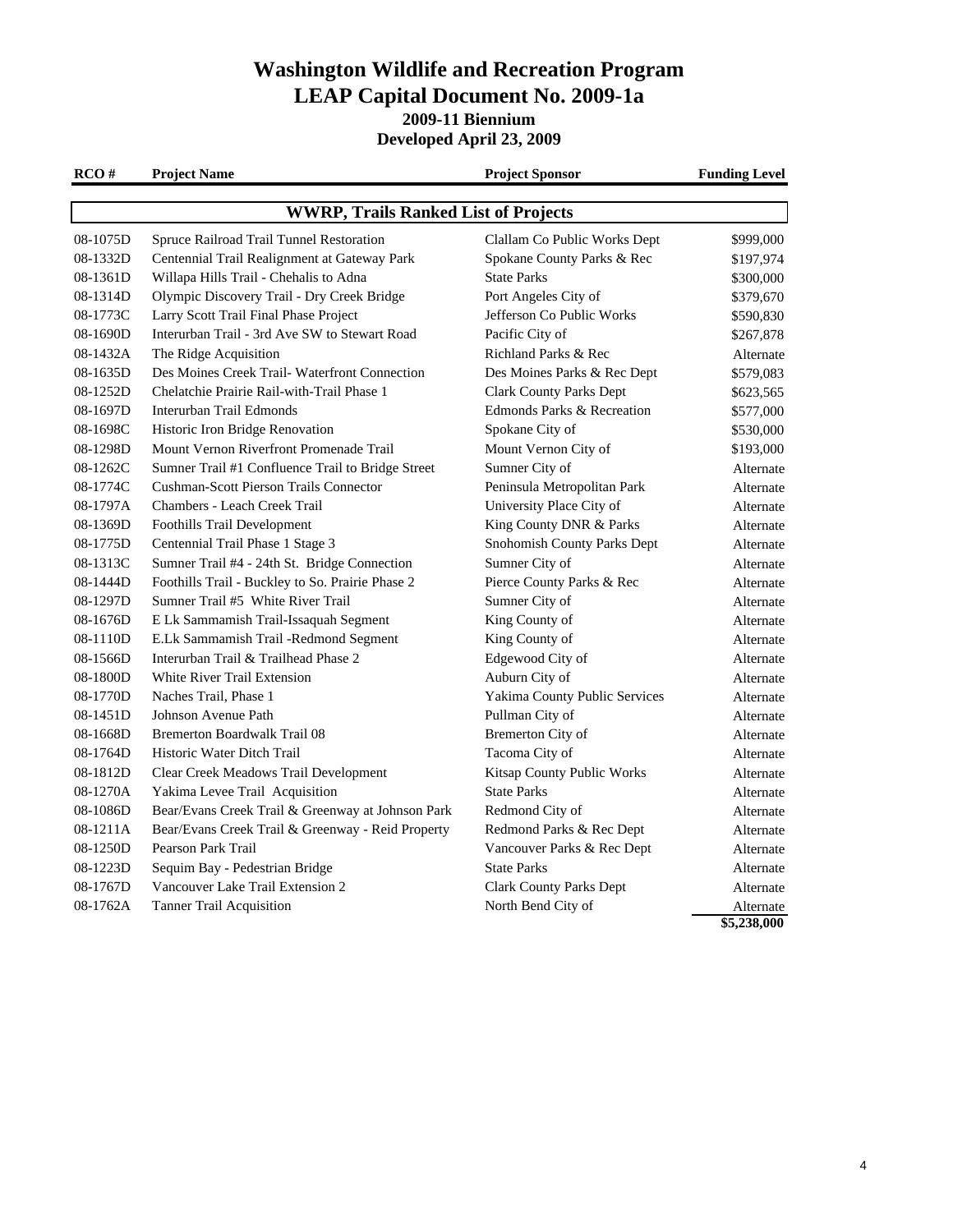# Washington Wildlife and Recreation Program

## LEAP Capital Document No. 2009-1a

### 2009-11 Biennium

### Developed April 23, 2009

| RCO # | Project Name | Project Sponsor | Funding Level |
|---|---|---|---|
| **WWRP, Trails Ranked List of Projects** | | | |
| 08-1075D | Spruce Railroad Trail Tunnel Restoration | Clallam Co Public Works Dept | $999,000 |
| 08-1332D | Centennial Trail Realignment at Gateway Park | Spokane County Parks & Rec | $197,974 |
| 08-1361D | Willapa Hills Trail - Chehalis to Adna | State Parks | $300,000 |
| 08-1314D | Olympic Discovery Trail - Dry Creek Bridge | Port Angeles City of | $379,670 |
| 08-1773C | Larry Scott Trail Final Phase Project | Jefferson Co Public Works | $590,830 |
| 08-1690D | Interurban Trail - 3rd Ave SW to Stewart Road | Pacific City of | $267,878 |
| 08-1432A | The Ridge Acquisition | Richland Parks & Rec | Alternate |
| 08-1635D | Des Moines Creek Trail- Waterfront Connection | Des Moines Parks & Rec Dept | $579,083 |
| 08-1252D | Chelatchie Prairie Rail-with-Trail Phase 1 | Clark County Parks Dept | $623,565 |
| 08-1697D | Interurban Trail Edmonds | Edmonds Parks & Recreation | $577,000 |
| 08-1698C | Historic Iron Bridge Renovation | Spokane City of | $530,000 |
| 08-1298D | Mount Vernon Riverfront Promenade Trail | Mount Vernon City of | $193,000 |
| 08-1262C | Sumner Trail #1 Confluence Trail to Bridge Street | Sumner City of | Alternate |
| 08-1774C | Cushman-Scott Pierson Trails Connector | Peninsula Metropolitan Park | Alternate |
| 08-1797A | Chambers - Leach Creek Trail | University Place City of | Alternate |
| 08-1369D | Foothills Trail Development | King County DNR & Parks | Alternate |
| 08-1775D | Centennial Trail Phase 1 Stage 3 | Snohomish County Parks Dept | Alternate |
| 08-1313C | Sumner Trail #4 - 24th St. Bridge Connection | Sumner City of | Alternate |
| 08-1444D | Foothills Trail - Buckley to So. Prairie Phase 2 | Pierce County Parks & Rec | Alternate |
| 08-1297D | Sumner Trail #5 White River Trail | Sumner City of | Alternate |
| 08-1676D | E Lk Sammamish Trail-Issaquah Segment | King County of | Alternate |
| 08-1110D | E.Lk Sammamish Trail -Redmond Segment | King County of | Alternate |
| 08-1566D | Interurban Trail & Trailhead Phase 2 | Edgewood City of | Alternate |
| 08-1800D | White River Trail Extension | Auburn City of | Alternate |
| 08-1770D | Naches Trail, Phase 1 | Yakima County Public Services | Alternate |
| 08-1451D | Johnson Avenue Path | Pullman City of | Alternate |
| 08-1668D | Bremerton Boardwalk Trail 08 | Bremerton City of | Alternate |
| 08-1764D | Historic Water Ditch Trail | Tacoma City of | Alternate |
| 08-1812D | Clear Creek Meadows Trail Development | Kitsap County Public Works | Alternate |
| 08-1270A | Yakima Levee Trail Acquisition | State Parks | Alternate |
| 08-1086D | Bear/Evans Creek Trail & Greenway at Johnson Park | Redmond City of | Alternate |
| 08-1211A | Bear/Evans Creek Trail & Greenway - Reid Property | Redmond Parks & Rec Dept | Alternate |
| 08-1250D | Pearson Park Trail | Vancouver Parks & Rec Dept | Alternate |
| 08-1223D | Sequim Bay - Pedestrian Bridge | State Parks | Alternate |
| 08-1767D | Vancouver Lake Trail Extension 2 | Clark County Parks Dept | Alternate |
| 08-1762A | Tanner Trail Acquisition | North Bend City of | Alternate |
| | | | **$5,238,000** |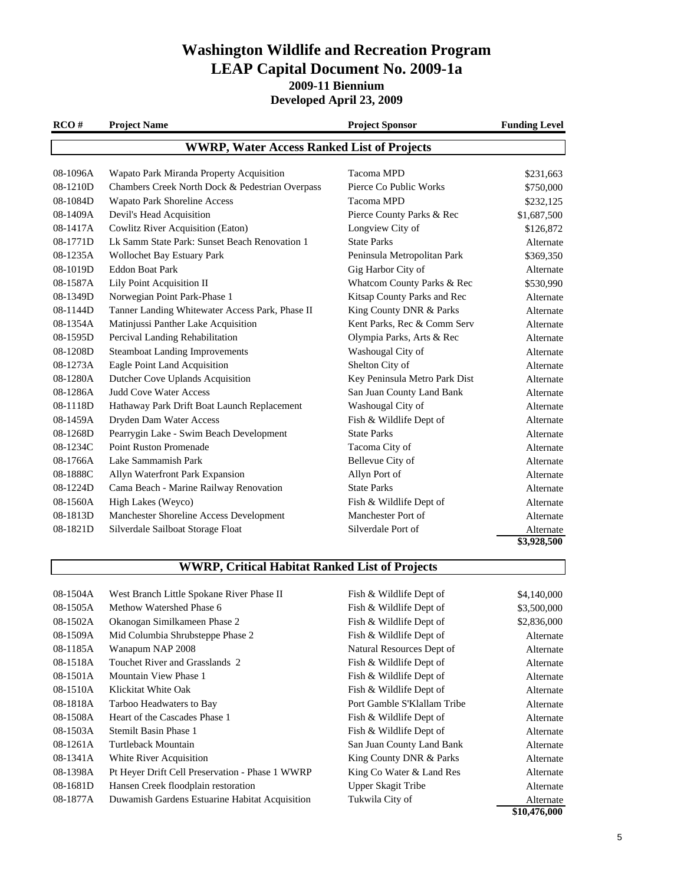# Washington Wildlife and Recreation Program

# LEAP Capital Document No. 2009-1a

## 2009-11 Biennium

## Developed April 23, 2009

### WWRP, Water Access Ranked List of Projects

| RCO # | Project Name | Project Sponsor | Funding Level |
|---|---|---|---|
| 08-1096A | Wapato Park Miranda Property Acquisition | Tacoma MPD | $231,663 |
| 08-1210D | Chambers Creek North Dock & Pedestrian Overpass | Pierce Co Public Works | $750,000 |
| 08-1084D | Wapato Park Shoreline Access | Tacoma MPD | $232,125 |
| 08-1409A | Devil's Head Acquisition | Pierce County Parks & Rec | $1,687,500 |
| 08-1417A | Cowlitz River Acquisition (Eaton) | Longview City of | $126,872 |
| 08-1771D | Lk Samm State Park: Sunset Beach Renovation 1 | State Parks | Alternate |
| 08-1235A | Wollochet Bay Estuary Park | Peninsula Metropolitan Park | $369,350 |
| 08-1019D | Eddon Boat Park | Gig Harbor City of | Alternate |
| 08-1587A | Lily Point Acquisition II | Whatcom County Parks & Rec | $530,990 |
| 08-1349D | Norwegian Point Park-Phase 1 | Kitsap County Parks and Rec | Alternate |
| 08-1144D | Tanner Landing Whitewater Access Park, Phase II | King County DNR & Parks | Alternate |
| 08-1354A | Matinjussi Panther Lake Acquisition | Kent Parks, Rec & Comm Serv | Alternate |
| 08-1595D | Percival Landing Rehabilitation | Olympia Parks, Arts & Rec | Alternate |
| 08-1208D | Steamboat Landing Improvements | Washougal City of | Alternate |
| 08-1273A | Eagle Point Land Acquisition | Shelton City of | Alternate |
| 08-1280A | Dutcher Cove Uplands Acquisition | Key Peninsula Metro Park Dist | Alternate |
| 08-1286A | Judd Cove Water Access | San Juan County Land Bank | Alternate |
| 08-1118D | Hathaway Park Drift Boat Launch Replacement | Washougal City of | Alternate |
| 08-1459A | Dryden Dam Water Access | Fish & Wildlife Dept of | Alternate |
| 08-1268D | Pearrygin Lake - Swim Beach Development | State Parks | Alternate |
| 08-1234C | Point Ruston Promenade | Tacoma City of | Alternate |
| 08-1766A | Lake Sammamish Park | Bellevue City of | Alternate |
| 08-1888C | Allyn Waterfront Park Expansion | Allyn Port of | Alternate |
| 08-1224D | Cama Beach - Marine Railway Renovation | State Parks | Alternate |
| 08-1560A | High Lakes (Weyco) | Fish & Wildlife Dept of | Alternate |
| 08-1813D | Manchester Shoreline Access Development | Manchester Port of | Alternate |
| 08-1821D | Silverdale Sailboat Storage Float | Silverdale Port of | Alternate |
| | | | **$3,928,500** |

### WWRP, Critical Habitat Ranked List of Projects

| RCO # | Project Name | Project Sponsor | Funding Level |
|---|---|---|---|
| 08-1504A | West Branch Little Spokane River Phase II | Fish & Wildlife Dept of | $4,140,000 |
| 08-1505A | Methow Watershed Phase 6 | Fish & Wildlife Dept of | $3,500,000 |
| 08-1502A | Okanogan Similkameen Phase 2 | Fish & Wildlife Dept of | $2,836,000 |
| 08-1509A | Mid Columbia Shrubsteppe Phase 2 | Fish & Wildlife Dept of | Alternate |
| 08-1185A | Wanapum NAP 2008 | Natural Resources Dept of | Alternate |
| 08-1518A | Touchet River and Grasslands 2 | Fish & Wildlife Dept of | Alternate |
| 08-1501A | Mountain View Phase 1 | Fish & Wildlife Dept of | Alternate |
| 08-1510A | Klickitat White Oak | Fish & Wildlife Dept of | Alternate |
| 08-1818A | Tarboo Headwaters to Bay | Port Gamble S'Klallam Tribe | Alternate |
| 08-1508A | Heart of the Cascades Phase 1 | Fish & Wildlife Dept of | Alternate |
| 08-1503A | Stemilt Basin Phase 1 | Fish & Wildlife Dept of | Alternate |
| 08-1261A | Turtleback Mountain | San Juan County Land Bank | Alternate |
| 08-1341A | White River Acquisition | King County DNR & Parks | Alternate |
| 08-1398A | Pt Heyer Drift Cell Preservation - Phase 1 WWRP | King Co Water & Land Res | Alternate |
| 08-1681D | Hansen Creek floodplain restoration | Upper Skagit Tribe | Alternate |
| 08-1877A | Duwamish Gardens Estuarine Habitat Acquisition | Tukwila City of | Alternate |
| | | | **$10,476,000** |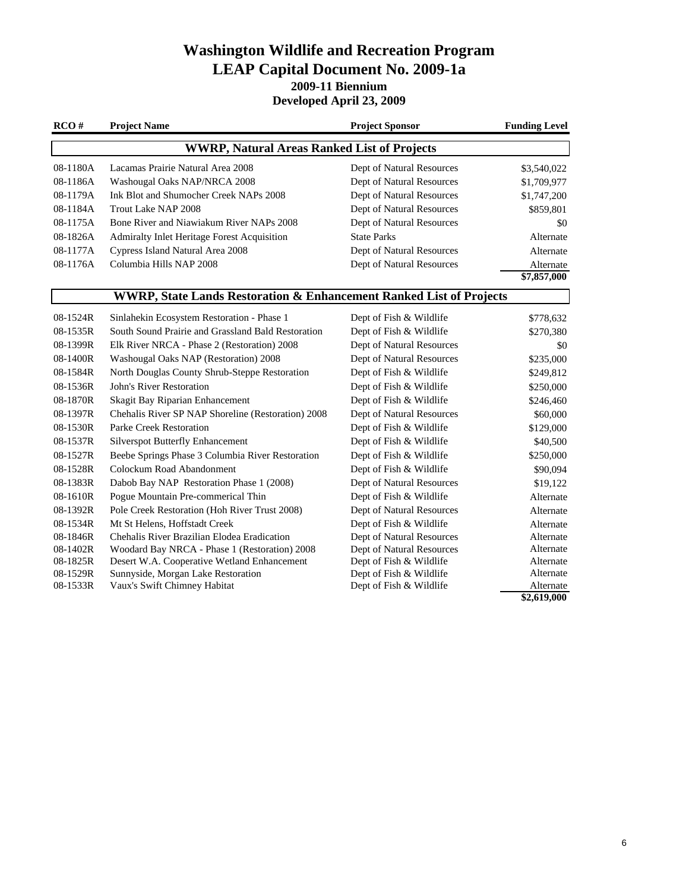# Washington Wildlife and Recreation Program
# LEAP Capital Document No. 2009-1a
### 2009-11 Biennium
### Developed April 23, 2009

| RCO # | Project Name | Project Sponsor | Funding Level |
|---|---|---|---|
| **WWRP, Natural Areas Ranked List of Projects** | | | |
| 08-1180A | Lacamas Prairie Natural Area 2008 | Dept of Natural Resources | $3,540,022 |
| 08-1186A | Washougal Oaks NAP/NRCA 2008 | Dept of Natural Resources | $1,709,977 |
| 08-1179A | Ink Blot and Shumocher Creek NAPs 2008 | Dept of Natural Resources | $1,747,200 |
| 08-1184A | Trout Lake NAP 2008 | Dept of Natural Resources | $859,801 |
| 08-1175A | Bone River and Niawiakum River NAPs 2008 | Dept of Natural Resources | $0 |
| 08-1826A | Admiralty Inlet Heritage Forest Acquisition | State Parks | Alternate |
| 08-1177A | Cypress Island Natural Area 2008 | Dept of Natural Resources | Alternate |
| 08-1176A | Columbia Hills NAP 2008 | Dept of Natural Resources | Alternate |
| | | | **$7,857,000** |
| **WWRP, State Lands Restoration & Enhancement Ranked List of Projects** | | | |
| 08-1524R | Sinlahekin Ecosystem Restoration - Phase 1 | Dept of Fish & Wildlife | $778,632 |
| 08-1535R | South Sound Prairie and Grassland Bald Restoration | Dept of Fish & Wildlife | $270,380 |
| 08-1399R | Elk River NRCA - Phase 2 (Restoration) 2008 | Dept of Natural Resources | $0 |
| 08-1400R | Washougal Oaks NAP (Restoration) 2008 | Dept of Natural Resources | $235,000 |
| 08-1584R | North Douglas County Shrub-Steppe Restoration | Dept of Fish & Wildlife | $249,812 |
| 08-1536R | John's River Restoration | Dept of Fish & Wildlife | $250,000 |
| 08-1870R | Skagit Bay Riparian Enhancement | Dept of Fish & Wildlife | $246,460 |
| 08-1397R | Chehalis River SP NAP Shoreline (Restoration) 2008 | Dept of Natural Resources | $60,000 |
| 08-1530R | Parke Creek Restoration | Dept of Fish & Wildlife | $129,000 |
| 08-1537R | Silverspot Butterfly Enhancement | Dept of Fish & Wildlife | $40,500 |
| 08-1527R | Beebe Springs Phase 3 Columbia River Restoration | Dept of Fish & Wildlife | $250,000 |
| 08-1528R | Colockum Road Abandonment | Dept of Fish & Wildlife | $90,094 |
| 08-1383R | Dabob Bay NAP Restoration Phase 1 (2008) | Dept of Natural Resources | $19,122 |
| 08-1610R | Pogue Mountain Pre-commerical Thin | Dept of Fish & Wildlife | Alternate |
| 08-1392R | Pole Creek Restoration (Hoh River Trust 2008) | Dept of Natural Resources | Alternate |
| 08-1534R | Mt St Helens, Hoffstadt Creek | Dept of Fish & Wildlife | Alternate |
| 08-1846R | Chehalis River Brazilian Elodea Eradication | Dept of Natural Resources | Alternate |
| 08-1402R | Woodard Bay NRCA - Phase 1 (Restoration) 2008 | Dept of Natural Resources | Alternate |
| 08-1825R | Desert W.A. Cooperative Wetland Enhancement | Dept of Fish & Wildlife | Alternate |
| 08-1529R | Sunnyside, Morgan Lake Restoration | Dept of Fish & Wildlife | Alternate |
| 08-1533R | Vaux's Swift Chimney Habitat | Dept of Fish & Wildlife | Alternate |
| | | | **$2,619,000** |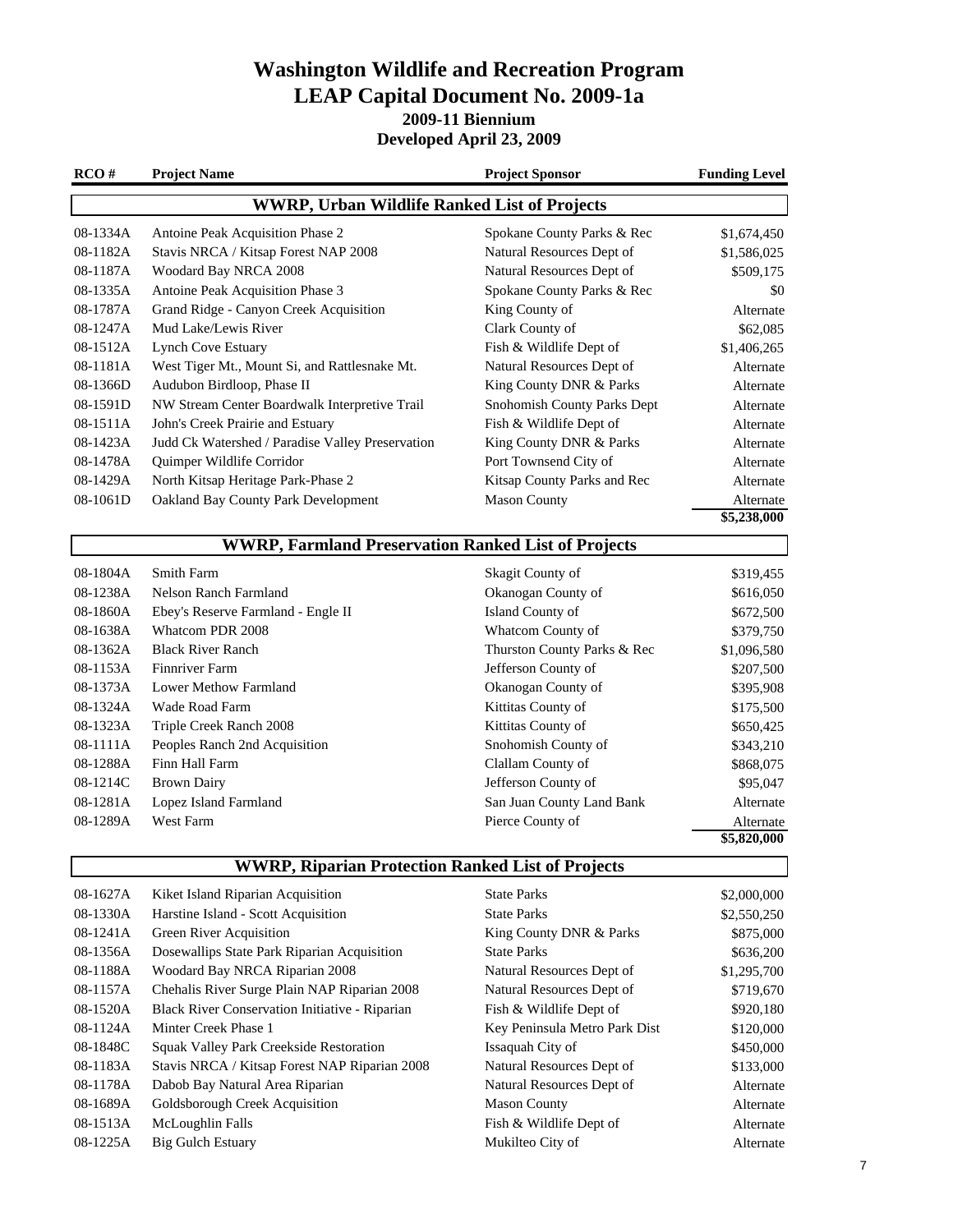# Washington Wildlife and Recreation Program

# LEAP Capital Document No. 2009-1a

## 2009-11 Biennium

## Developed April 23, 2009

| RCO # | Project Name | Project Sponsor | Funding Level |
|---|---|---|---|
| **WWRP, Urban Wildlife Ranked List of Projects** | | | |
| 08-1334A | Antoine Peak Acquisition Phase 2 | Spokane County Parks & Rec | $1,674,450 |
| 08-1182A | Stavis NRCA / Kitsap Forest NAP 2008 | Natural Resources Dept of | $1,586,025 |
| 08-1187A | Woodard Bay NRCA 2008 | Natural Resources Dept of | $509,175 |
| 08-1335A | Antoine Peak Acquisition Phase 3 | Spokane County Parks & Rec | $0 |
| 08-1787A | Grand Ridge - Canyon Creek Acquisition | King County of | Alternate |
| 08-1247A | Mud Lake/Lewis River | Clark County of | $62,085 |
| 08-1512A | Lynch Cove Estuary | Fish & Wildlife Dept of | $1,406,265 |
| 08-1181A | West Tiger Mt., Mount Si, and Rattlesnake Mt. | Natural Resources Dept of | Alternate |
| 08-1366D | Audubon Birdloop, Phase II | King County DNR & Parks | Alternate |
| 08-1591D | NW Stream Center Boardwalk Interpretive Trail | Snohomish County Parks Dept | Alternate |
| 08-1511A | John's Creek Prairie and Estuary | Fish & Wildlife Dept of | Alternate |
| 08-1423A | Judd Ck Watershed / Paradise Valley Preservation | King County DNR & Parks | Alternate |
| 08-1478A | Quimper Wildlife Corridor | Port Townsend City of | Alternate |
| 08-1429A | North Kitsap Heritage Park-Phase 2 | Kitsap County Parks and Rec | Alternate |
| 08-1061D | Oakland Bay County Park Development | Mason County | Alternate |
| | | | **$5,238,000** |
| **WWRP, Farmland Preservation Ranked List of Projects** | | | |
| 08-1804A | Smith Farm | Skagit County of | $319,455 |
| 08-1238A | Nelson Ranch Farmland | Okanogan County of | $616,050 |
| 08-1860A | Ebey's Reserve Farmland - Engle II | Island County of | $672,500 |
| 08-1638A | Whatcom PDR 2008 | Whatcom County of | $379,750 |
| 08-1362A | Black River Ranch | Thurston County Parks & Rec | $1,096,580 |
| 08-1153A | Finnriver Farm | Jefferson County of | $207,500 |
| 08-1373A | Lower Methow Farmland | Okanogan County of | $395,908 |
| 08-1324A | Wade Road Farm | Kittitas County of | $175,500 |
| 08-1323A | Triple Creek Ranch 2008 | Kittitas County of | $650,425 |
| 08-1111A | Peoples Ranch 2nd Acquisition | Snohomish County of | $343,210 |
| 08-1288A | Finn Hall Farm | Clallam County of | $868,075 |
| 08-1214C | Brown Dairy | Jefferson County of | $95,047 |
| 08-1281A | Lopez Island Farmland | San Juan County Land Bank | Alternate |
| 08-1289A | West Farm | Pierce County of | Alternate |
| | | | **$5,820,000** |
| **WWRP, Riparian Protection Ranked List of Projects** | | | |
| 08-1627A | Kiket Island Riparian Acquisition | State Parks | $2,000,000 |
| 08-1330A | Harstine Island - Scott Acquisition | State Parks | $2,550,250 |
| 08-1241A | Green River Acquisition | King County DNR & Parks | $875,000 |
| 08-1356A | Dosewallips State Park Riparian Acquisition | State Parks | $636,200 |
| 08-1188A | Woodard Bay NRCA Riparian 2008 | Natural Resources Dept of | $1,295,700 |
| 08-1157A | Chehalis River Surge Plain NAP Riparian 2008 | Natural Resources Dept of | $719,670 |
| 08-1520A | Black River Conservation Initiative - Riparian | Fish & Wildlife Dept of | $920,180 |
| 08-1124A | Minter Creek Phase 1 | Key Peninsula Metro Park Dist | $120,000 |
| 08-1848C | Squak Valley Park Creekside Restoration | Issaquah City of | $450,000 |
| 08-1183A | Stavis NRCA / Kitsap Forest NAP Riparian 2008 | Natural Resources Dept of | $133,000 |
| 08-1178A | Dabob Bay Natural Area Riparian | Natural Resources Dept of | Alternate |
| 08-1689A | Goldsborough Creek Acquisition | Mason County | Alternate |
| 08-1513A | McLoughlin Falls | Fish & Wildlife Dept of | Alternate |
| 08-1225A | Big Gulch Estuary | Mukilteo City of | Alternate |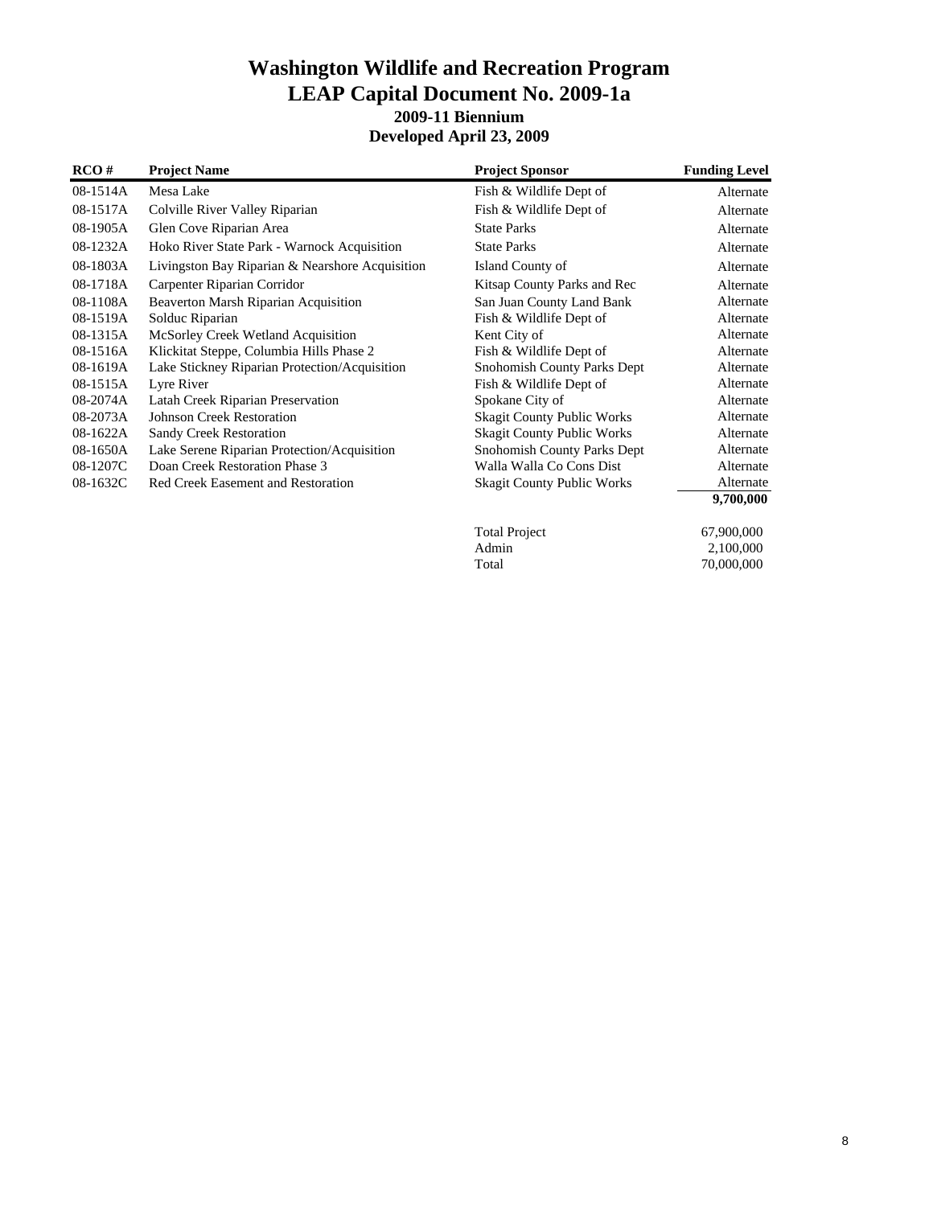# Washington Wildlife and Recreation Program
# LEAP Capital Document No. 2009-1a
### 2009-11 Biennium
### Developed April 23, 2009

| RCO # | Project Name | Project Sponsor | Funding Level |
|---|---|---|---|
| 08-1514A | Mesa Lake | Fish & Wildlife Dept of | Alternate |
| 08-1517A | Colville River Valley Riparian | Fish & Wildlife Dept of | Alternate |
| 08-1905A | Glen Cove Riparian Area | State Parks | Alternate |
| 08-1232A | Hoko River State Park - Warnock Acquisition | State Parks | Alternate |
| 08-1803A | Livingston Bay Riparian & Nearshore Acquisition | Island County of | Alternate |
| 08-1718A | Carpenter Riparian Corridor | Kitsap County Parks and Rec | Alternate |
| 08-1108A | Beaverton Marsh Riparian Acquisition | San Juan County Land Bank | Alternate |
| 08-1519A | Solduc Riparian | Fish & Wildlife Dept of | Alternate |
| 08-1315A | McSorley Creek Wetland Acquisition | Kent City of | Alternate |
| 08-1516A | Klickitat Steppe, Columbia Hills Phase 2 | Fish & Wildlife Dept of | Alternate |
| 08-1619A | Lake Stickney Riparian Protection/Acquisition | Snohomish County Parks Dept | Alternate |
| 08-1515A | Lyre River | Fish & Wildlife Dept of | Alternate |
| 08-2074A | Latah Creek Riparian Preservation | Spokane City of | Alternate |
| 08-2073A | Johnson Creek Restoration | Skagit County Public Works | Alternate |
| 08-1622A | Sandy Creek Restoration | Skagit County Public Works | Alternate |
| 08-1650A | Lake Serene Riparian Protection/Acquisition | Snohomish County Parks Dept | Alternate |
| 08-1207C | Doan Creek Restoration Phase 3 | Walla Walla Co Cons Dist | Alternate |
| 08-1632C | Red Creek Easement and Restoration | Skagit County Public Works | Alternate |
| | | | **9,700,000** |
| | | Total Project | 67,900,000 |
| | | Admin | 2,100,000 |
| | | Total | 70,000,000 |